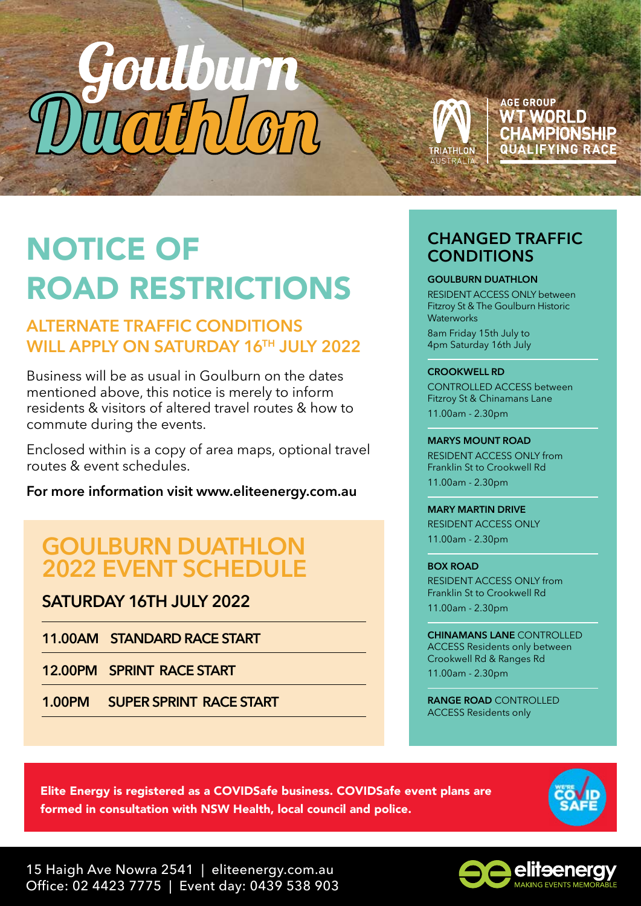# Goulburn Duathlon

TRIATHLON AUSTRALIA | AGE GROUP WT WORLD CHAMPIONSHIP QUALIFYING RACE

# NOTICE OF ROAD RESTRICTIONS

## ALTERNATE TRAFFIC CONDITIONS WILL APPLY ON SATURDAY 16TH JULY 2022

Business will be as usual in Goulburn on the dates mentioned above, this notice is merely to inform residents & visitors of altered travel routes & how to commute during the events.

Enclosed within is a copy of area maps, optional travel routes & event schedules.

**For more information visit www.eliteenergy.com.au**

## GOULBURN DUATHLON 2022 EVENT SCHEDULE

### SATURDAY 16TH JULY 2022

| Time | Event |
|---|---|
| 11.00AM | STANDARD RACE START |
| 12.00PM | SPRINT RACE START |
| 1.00PM | SUPER SPRINT RACE START |

## CHANGED TRAFFIC CONDITIONS

**GOULBURN DUATHLON**
RESIDENT ACCESS ONLY between Fitzroy St & The Goulburn Historic Waterworks
8am Friday 15th July to 4pm Saturday 16th July

**CROOKWELL RD**
CONTROLLED ACCESS between Fitzroy St & Chinamans Lane
11.00am - 2.30pm

**MARYS MOUNT ROAD**
RESIDENT ACCESS ONLY from Franklin St to Crookwell Rd
11.00am - 2.30pm

**MARY MARTIN DRIVE**
RESIDENT ACCESS ONLY
11.00am - 2.30pm

**BOX ROAD**
RESIDENT ACCESS ONLY from Franklin St to Crookwell Rd
11.00am - 2.30pm

**CHINAMANS LANE** CONTROLLED ACCESS Residents only between Crookwell Rd & Ranges Rd
11.00am - 2.30pm

**RANGE ROAD** CONTROLLED ACCESS Residents only

**Elite Energy is registered as a COVIDSafe business. COVIDSafe event plans are formed in consultation with NSW Health, local council and police.**

WE'RE COVID SAFE

15 Haigh Ave Nowra 2541 | eliteenergy.com.au
Office: 02 4423 7775 | Event day: 0439 538 903

eliteenergy — MAKING EVENTS MEMORABLE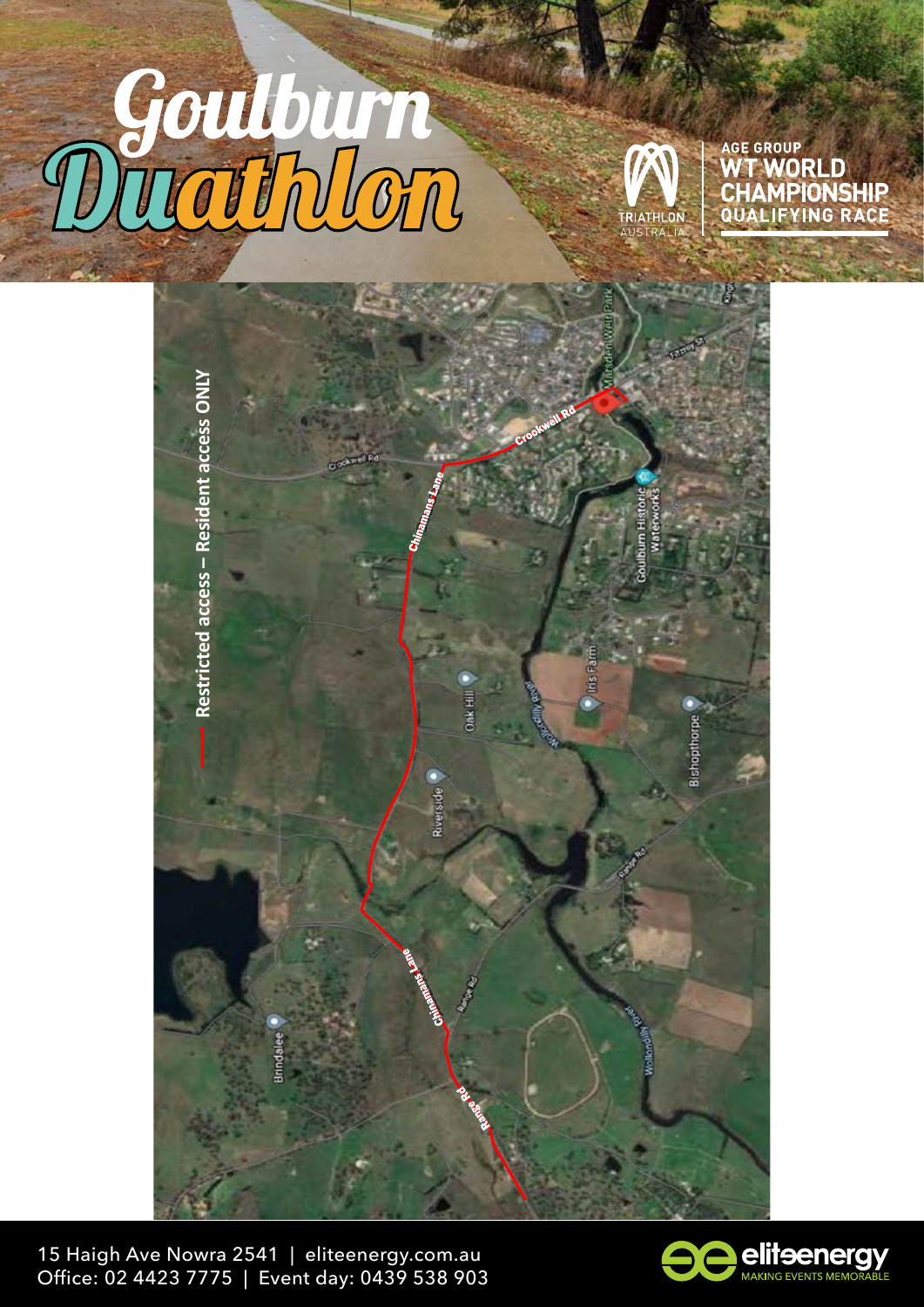# Goulburn Duathlon

TRIATHLON AUSTRALIA

AGE GROUP WT WORLD CHAMPIONSHIP QUALIFYING RACE

Restricted access – Resident access ONLY

Crookwell Rd

Chinamans Lane

Range Rd

15 Haigh Ave Nowra 2541 | eliteenergy.com.au
Office: 02 4423 7775 | Event day: 0439 538 903

eliteenergy MAKING EVENTS MEMORABLE